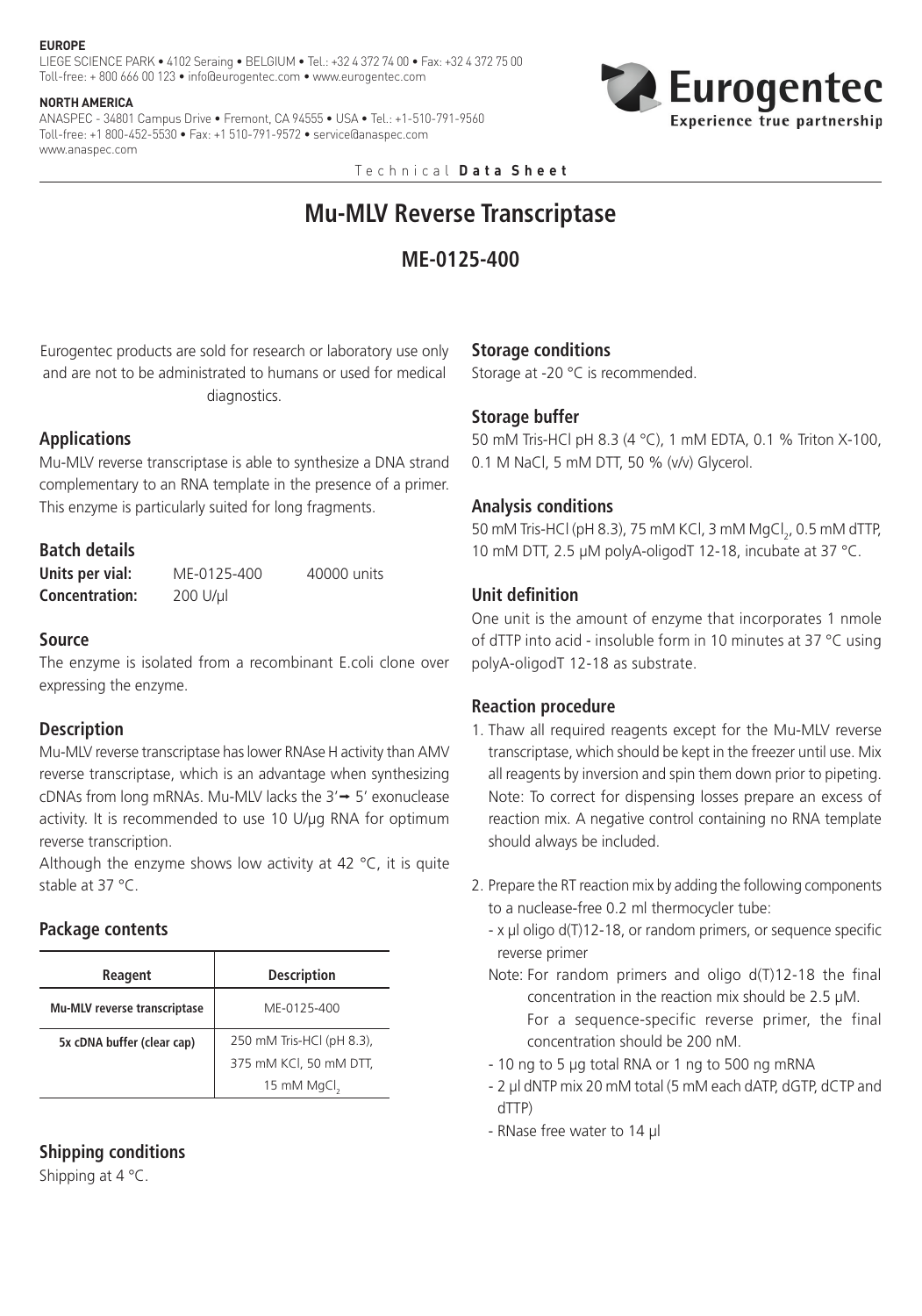**EUROPE**
LIEGE SCIENCE PARK • 4102 Seraing • BELGIUM • Tel.: +32 4 372 74 00 • Fax: +32 4 372 75 00
Toll-free: + 800 666 00 123 • info@eurogentec.com • www.eurogentec.com

**NORTH AMERICA**
ANASPEC - 34801 Campus Drive • Fremont, CA 94555 • USA • Tel.: +1-510-791-9560
Toll-free: +1 800-452-5530 • Fax: +1 510-791-9572 • service@anaspec.com
www.anaspec.com

Eurogentec
Experience true partnership

Technical **Data Sheet**

# Mu-MLV Reverse Transcriptase

## ME-0125-400

Eurogentec products are sold for research or laboratory use only and are not to be administrated to humans or used for medical diagnostics.

### Applications

Mu-MLV reverse transcriptase is able to synthesize a DNA strand complementary to an RNA template in the presence of a primer. This enzyme is particularly suited for long fragments.

### Batch details

| | | |
|---|---|---|
| **Units per vial:** | ME-0125-400 | 40000 units |
| **Concentration:** | 200 U/µl | |

### Source

The enzyme is isolated from a recombinant E.coli clone over expressing the enzyme.

### Description

Mu-MLV reverse transcriptase has lower RNAse H activity than AMV reverse transcriptase, which is an advantage when synthesizing cDNAs from long mRNAs. Mu-MLV lacks the 3'→ 5' exonuclease activity. It is recommended to use 10 U/µg RNA for optimum reverse transcription.

Although the enzyme shows low activity at 42 °C, it is quite stable at 37 °C.

### Package contents

| Reagent | Description |
|---|---|
| **Mu-MLV reverse transcriptase** | ME-0125-400 |
| **5x cDNA buffer (clear cap)** | 250 mM Tris-HCl (pH 8.3), 375 mM KCl, 50 mM DTT, 15 mM $MgCl_2$ |

### Shipping conditions

Shipping at 4 °C.

### Storage conditions

Storage at -20 °C is recommended.

### Storage buffer

50 mM Tris-HCl pH 8.3 (4 °C), 1 mM EDTA, 0.1 % Triton X-100, 0.1 M NaCl, 5 mM DTT, 50 % (v/v) Glycerol.

### Analysis conditions

50 mM Tris-HCl (pH 8.3), 75 mM KCl, 3 mM $MgCl_2$, 0.5 mM dTTP, 10 mM DTT, 2.5 µM polyA-oligodT 12-18, incubate at 37 °C.

### Unit definition

One unit is the amount of enzyme that incorporates 1 nmole of dTTP into acid - insoluble form in 10 minutes at 37 °C using polyA-oligodT 12-18 as substrate.

### Reaction procedure

1. Thaw all required reagents except for the Mu-MLV reverse transcriptase, which should be kept in the freezer until use. Mix all reagents by inversion and spin them down prior to pipeting. Note: To correct for dispensing losses prepare an excess of reaction mix. A negative control containing no RNA template should always be included.

2. Prepare the RT reaction mix by adding the following components to a nuclease-free 0.2 ml thermocycler tube:
   - x µl oligo d(T)12-18, or random primers, or sequence specific reverse primer

     Note: For random primers and oligo d(T)12-18 the final concentration in the reaction mix should be 2.5 µM. For a sequence-specific reverse primer, the final concentration should be 200 nM.
   - 10 ng to 5 µg total RNA or 1 ng to 500 ng mRNA
   - 2 µl dNTP mix 20 mM total (5 mM each dATP, dGTP, dCTP and dTTP)
   - RNase free water to 14 µl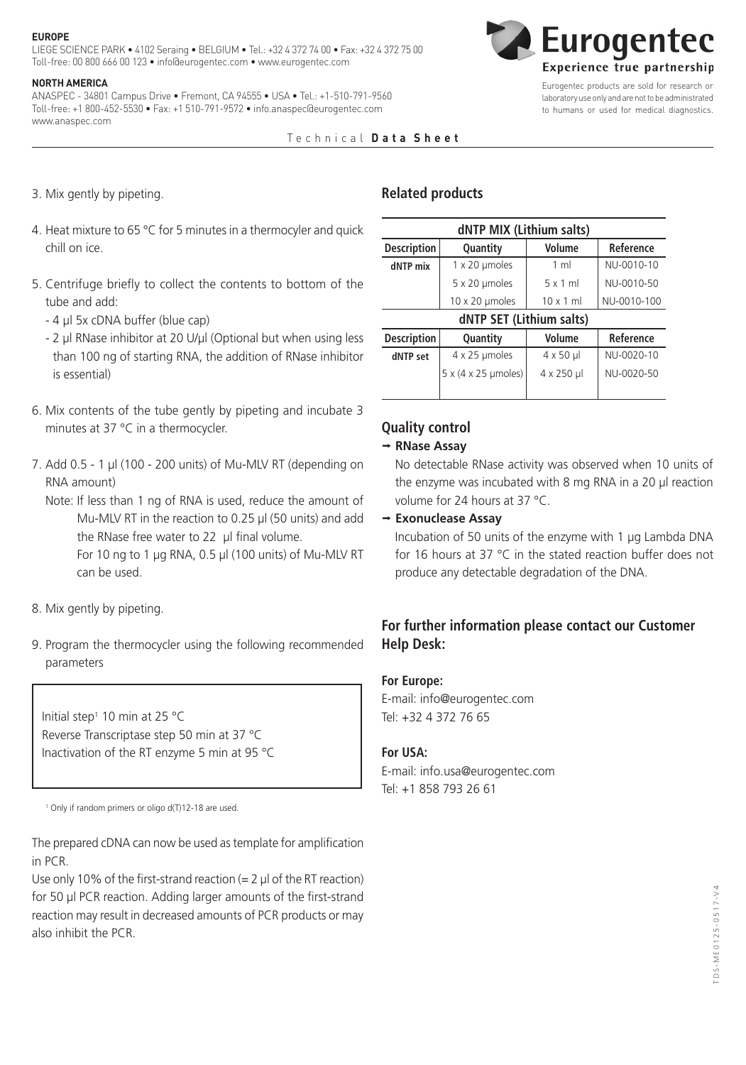3. Mix gently by pipeting.

4. Heat mixture to 65 °C for 5 minutes in a thermocyler and quick chill on ice.

5. Centrifuge briefly to collect the contents to bottom of the tube and add:
   - 4 µl 5x cDNA buffer (blue cap)
   - 2 µl RNase inhibitor at 20 U/µl (Optional but when using less than 100 ng of starting RNA, the addition of RNase inhibitor is essential)

6. Mix contents of the tube gently by pipeting and incubate 3 minutes at 37 °C in a thermocycler.

7. Add 0.5 - 1 µl (100 - 200 units) of Mu-MLV RT (depending on RNA amount)

   Note: If less than 1 ng of RNA is used, reduce the amount of Mu-MLV RT in the reaction to 0.25 µl (50 units) and add the RNase free water to 22 µl final volume.
   For 10 ng to 1 µg RNA, 0.5 µl (100 units) of Mu-MLV RT can be used.

8. Mix gently by pipeting.

9. Program the thermocycler using the following recommended parameters

Initial step[1] 10 min at 25 °C
Reverse Transcriptase step 50 min at 37 °C
Inactivation of the RT enzyme 5 min at 95 °C

[1] Only if random primers or oligo d(T)12-18 are used.

The prepared cDNA can now be used as template for amplification in PCR.

Use only 10% of the first-strand reaction (= 2 µl of the RT reaction) for 50 µl PCR reaction. Adding larger amounts of the first-strand reaction may result in decreased amounts of PCR products or may also inhibit the PCR.

## Related products

| dNTP MIX (Lithium salts) | | | |
|---|---|---|---|
| **Description** | **Quantity** | **Volume** | **Reference** |
| **dNTP mix** | 1 x 20 µmoles | 1 ml | NU-0010-10 |
| | 5 x 20 µmoles | 5 x 1 ml | NU-0010-50 |
| | 10 x 20 µmoles | 10 x 1 ml | NU-0010-100 |
| **dNTP SET (Lithium salts)** | | | |
| **Description** | **Quantity** | **Volume** | **Reference** |
| **dNTP set** | 4 x 25 µmoles | 4 x 50 µl | NU-0020-10 |
| | 5 x (4 x 25 µmoles) | 4 x 250 µl | NU-0020-50 |

## Quality control

→ **RNase Assay**

No detectable RNase activity was observed when 10 units of the enzyme was incubated with 8 mg RNA in a 20 µl reaction volume for 24 hours at 37 °C.

→ **Exonuclease Assay**

Incubation of 50 units of the enzyme with 1 µg Lambda DNA for 16 hours at 37 °C in the stated reaction buffer does not produce any detectable degradation of the DNA.

## For further information please contact our Customer Help Desk:

**For Europe:**
E-mail: info@eurogentec.com
Tel: +32 4 372 76 65

**For USA:**
E-mail: info.usa@eurogentec.com
Tel: +1 858 793 26 61